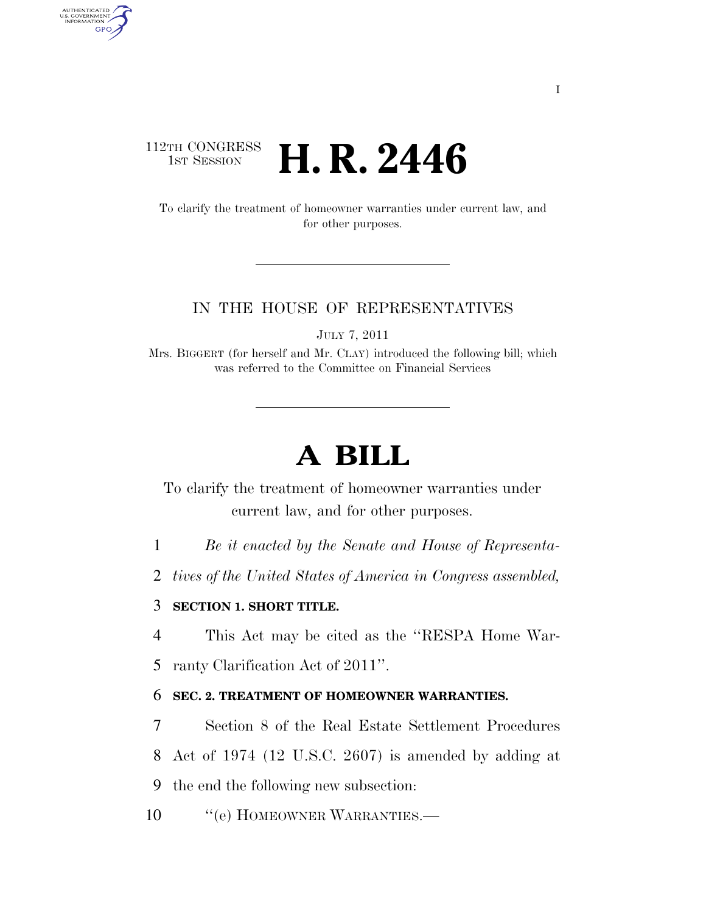112TH CONGRESS
1ST SESSION

# H. R. 2446

To clarify the treatment of homeowner warranties under current law, and for other purposes.

IN THE HOUSE OF REPRESENTATIVES

JULY 7, 2011

Mrs. BIGGERT (for herself and Mr. CLAY) introduced the following bill; which was referred to the Committee on Financial Services

# A BILL

To clarify the treatment of homeowner warranties under current law, and for other purposes.

1 *Be it enacted by the Senate and House of Representa-*
2 *tives of the United States of America in Congress assembled,*

3 **SECTION 1. SHORT TITLE.**

4 This Act may be cited as the ''RESPA Home War-
5 ranty Clarification Act of 2011''.

6 **SEC. 2. TREATMENT OF HOMEOWNER WARRANTIES.**

7 Section 8 of the Real Estate Settlement Procedures
8 Act of 1974 (12 U.S.C. 2607) is amended by adding at
9 the end the following new subsection:

10 ''(e) HOMEOWNER WARRANTIES.—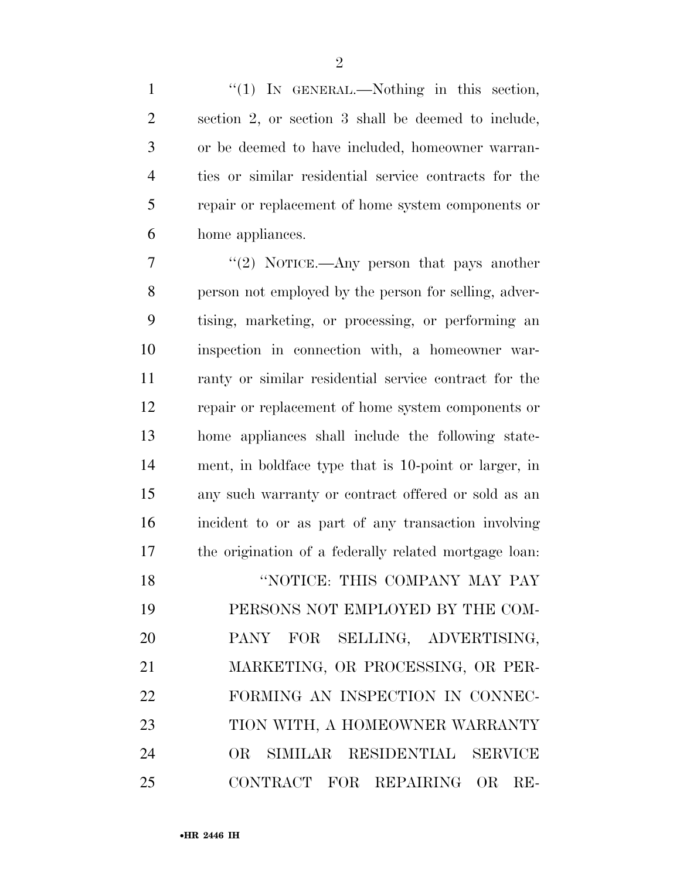"(1) IN GENERAL.—Nothing in this section, section 2, or section 3 shall be deemed to include, or be deemed to have included, homeowner warranties or similar residential service contracts for the repair or replacement of home system components or home appliances.

"(2) NOTICE.—Any person that pays another person not employed by the person for selling, advertising, marketing, or processing, or performing an inspection in connection with, a homeowner warranty or similar residential service contract for the repair or replacement of home system components or home appliances shall include the following statement, in boldface type that is 10-point or larger, in any such warranty or contract offered or sold as an incident to or as part of any transaction involving the origination of a federally related mortgage loan:

"NOTICE: THIS COMPANY MAY PAY PERSONS NOT EMPLOYED BY THE COMPANY FOR SELLING, ADVERTISING, MARKETING, OR PROCESSING, OR PERFORMING AN INSPECTION IN CONNECTION WITH, A HOMEOWNER WARRANTY OR SIMILAR RESIDENTIAL SERVICE CONTRACT FOR REPAIRING OR RE-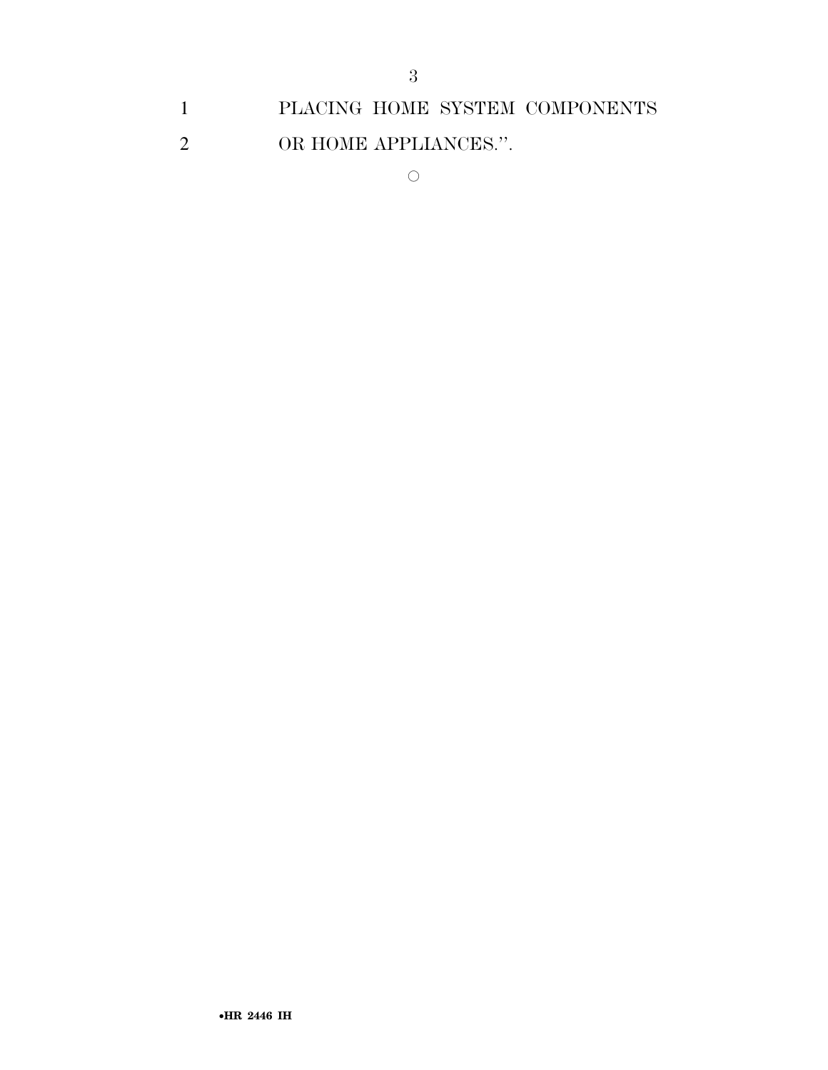PLACING HOME SYSTEM COMPONENTS OR HOME APPLIANCES.''.

○